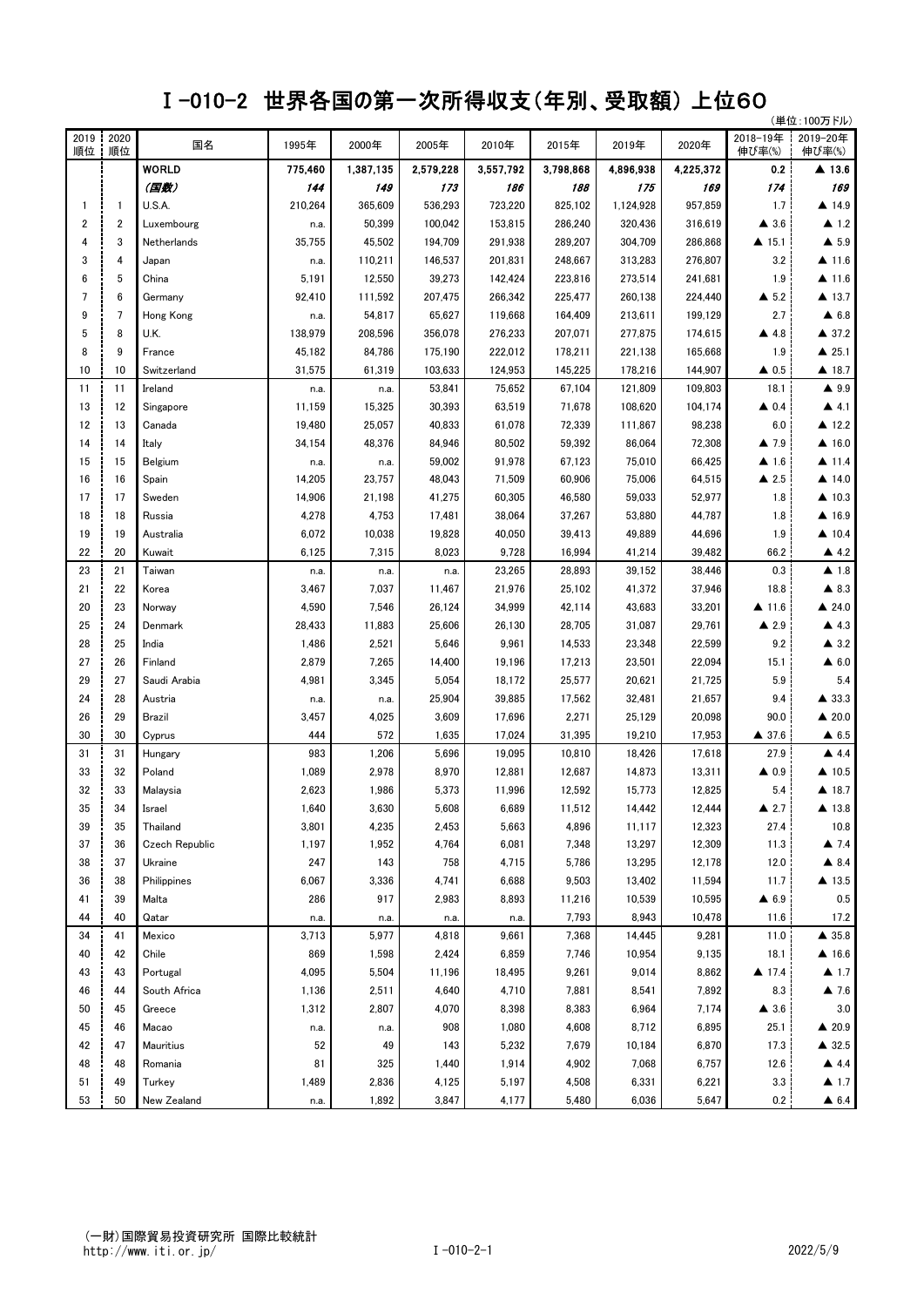# Ⅰ-010-2 世界各国の第一次所得収支(年別、受取額) 上位60

(単位:100万ドル)

| 2019順位 | 2020順位 | 国名 | 1995年 | 2000年 | 2005年 | 2010年 | 2015年 | 2019年 | 2020年 | 2018-19年伸び率(%) | 2019-20年伸び率(%) |
|---|---|---|---|---|---|---|---|---|---|---|---|
| | | **WORLD** | **775,460** | **1,387,135** | **2,579,228** | **3,557,792** | **3,798,868** | **4,896,938** | **4,225,372** | **0.2** | **▲ 13.6** |
| | | ***(国数)*** | ***144*** | ***149*** | ***173*** | ***186*** | ***188*** | ***175*** | ***169*** | ***174*** | ***169*** |
| 1 | 1 | U.S.A. | 210,264 | 365,609 | 536,293 | 723,220 | 825,102 | 1,124,928 | 957,859 | 1.7 | ▲ 14.9 |
| 2 | 2 | Luxembourg | n.a. | 50,399 | 100,042 | 153,815 | 286,240 | 320,436 | 316,619 | ▲ 3.6 | ▲ 1.2 |
| 4 | 3 | Netherlands | 35,755 | 45,502 | 194,709 | 291,938 | 289,207 | 304,709 | 286,868 | ▲ 15.1 | ▲ 5.9 |
| 3 | 4 | Japan | n.a. | 110,211 | 146,537 | 201,831 | 248,667 | 313,283 | 276,807 | 3.2 | ▲ 11.6 |
| 6 | 5 | China | 5,191 | 12,550 | 39,273 | 142,424 | 223,816 | 273,514 | 241,681 | 1.9 | ▲ 11.6 |
| 7 | 6 | Germany | 92,410 | 111,592 | 207,475 | 266,342 | 225,477 | 260,138 | 224,440 | ▲ 5.2 | ▲ 13.7 |
| 9 | 7 | Hong Kong | n.a. | 54,817 | 65,627 | 119,668 | 164,409 | 213,611 | 199,129 | 2.7 | ▲ 6.8 |
| 5 | 8 | U.K. | 138,979 | 208,596 | 356,078 | 276,233 | 207,071 | 277,875 | 174,615 | ▲ 4.8 | ▲ 37.2 |
| 8 | 9 | France | 45,182 | 84,786 | 175,190 | 222,012 | 178,211 | 221,138 | 165,668 | 1.9 | ▲ 25.1 |
| 10 | 10 | Switzerland | 31,575 | 61,319 | 103,633 | 124,953 | 145,225 | 178,216 | 144,907 | ▲ 0.5 | ▲ 18.7 |
| 11 | 11 | Ireland | n.a. | n.a. | 53,841 | 75,652 | 67,104 | 121,809 | 109,803 | 18.1 | ▲ 9.9 |
| 13 | 12 | Singapore | 11,159 | 15,325 | 30,393 | 63,519 | 71,678 | 108,620 | 104,174 | ▲ 0.4 | ▲ 4.1 |
| 12 | 13 | Canada | 19,480 | 25,057 | 40,833 | 61,078 | 72,339 | 111,867 | 98,238 | 6.0 | ▲ 12.2 |
| 14 | 14 | Italy | 34,154 | 48,376 | 84,946 | 80,502 | 59,392 | 86,064 | 72,308 | ▲ 7.9 | ▲ 16.0 |
| 15 | 15 | Belgium | n.a. | n.a. | 59,002 | 91,978 | 67,123 | 75,010 | 66,425 | ▲ 1.6 | ▲ 11.4 |
| 16 | 16 | Spain | 14,205 | 23,757 | 48,043 | 71,509 | 60,906 | 75,006 | 64,515 | ▲ 2.5 | ▲ 14.0 |
| 17 | 17 | Sweden | 14,906 | 21,198 | 41,275 | 60,305 | 46,580 | 59,033 | 52,977 | 1.8 | ▲ 10.3 |
| 18 | 18 | Russia | 4,278 | 4,753 | 17,481 | 38,064 | 37,267 | 53,880 | 44,787 | 1.8 | ▲ 16.9 |
| 19 | 19 | Australia | 6,072 | 10,038 | 19,828 | 40,050 | 39,413 | 49,889 | 44,696 | 1.9 | ▲ 10.4 |
| 22 | 20 | Kuwait | 6,125 | 7,315 | 8,023 | 9,728 | 16,994 | 41,214 | 39,482 | 66.2 | ▲ 4.2 |
| 23 | 21 | Taiwan | n.a. | n.a. | n.a. | 23,265 | 28,893 | 39,152 | 38,446 | 0.3 | ▲ 1.8 |
| 21 | 22 | Korea | 3,467 | 7,037 | 11,467 | 21,976 | 25,102 | 41,372 | 37,946 | 18.8 | ▲ 8.3 |
| 20 | 23 | Norway | 4,590 | 7,546 | 26,124 | 34,999 | 42,114 | 43,683 | 33,201 | ▲ 11.6 | ▲ 24.0 |
| 25 | 24 | Denmark | 28,433 | 11,883 | 25,606 | 26,130 | 28,705 | 31,087 | 29,761 | ▲ 2.9 | ▲ 4.3 |
| 28 | 25 | India | 1,486 | 2,521 | 5,646 | 9,961 | 14,533 | 23,348 | 22,599 | 9.2 | ▲ 3.2 |
| 27 | 26 | Finland | 2,879 | 7,265 | 14,400 | 19,196 | 17,213 | 23,501 | 22,094 | 15.1 | ▲ 6.0 |
| 29 | 27 | Saudi Arabia | 4,981 | 3,345 | 5,054 | 18,172 | 25,577 | 20,621 | 21,725 | 5.9 | 5.4 |
| 24 | 28 | Austria | n.a. | n.a. | 25,904 | 39,885 | 17,562 | 32,481 | 21,657 | 9.4 | ▲ 33.3 |
| 26 | 29 | Brazil | 3,457 | 4,025 | 3,609 | 17,696 | 2,271 | 25,129 | 20,098 | 90.0 | ▲ 20.0 |
| 30 | 30 | Cyprus | 444 | 572 | 1,635 | 17,024 | 31,395 | 19,210 | 17,953 | ▲ 37.6 | ▲ 6.5 |
| 31 | 31 | Hungary | 983 | 1,206 | 5,696 | 19,095 | 10,810 | 18,426 | 17,618 | 27.9 | ▲ 4.4 |
| 33 | 32 | Poland | 1,089 | 2,978 | 8,970 | 12,881 | 12,687 | 14,873 | 13,311 | ▲ 0.9 | ▲ 10.5 |
| 32 | 33 | Malaysia | 2,623 | 1,986 | 5,373 | 11,996 | 12,592 | 15,773 | 12,825 | 5.4 | ▲ 18.7 |
| 35 | 34 | Israel | 1,640 | 3,630 | 5,608 | 6,689 | 11,512 | 14,442 | 12,444 | ▲ 2.7 | ▲ 13.8 |
| 39 | 35 | Thailand | 3,801 | 4,235 | 2,453 | 5,663 | 4,896 | 11,117 | 12,323 | 27.4 | 10.8 |
| 37 | 36 | Czech Republic | 1,197 | 1,952 | 4,764 | 6,081 | 7,348 | 13,297 | 12,309 | 11.3 | ▲ 7.4 |
| 38 | 37 | Ukraine | 247 | 143 | 758 | 4,715 | 5,786 | 13,295 | 12,178 | 12.0 | ▲ 8.4 |
| 36 | 38 | Philippines | 6,067 | 3,336 | 4,741 | 6,688 | 9,503 | 13,402 | 11,594 | 11.7 | ▲ 13.5 |
| 41 | 39 | Malta | 286 | 917 | 2,983 | 8,893 | 11,216 | 10,539 | 10,595 | ▲ 6.9 | 0.5 |
| 44 | 40 | Qatar | n.a. | n.a. | n.a. | n.a. | 7,793 | 8,943 | 10,478 | 11.6 | 17.2 |
| 34 | 41 | Mexico | 3,713 | 5,977 | 4,818 | 9,661 | 7,368 | 14,445 | 9,281 | 11.0 | ▲ 35.8 |
| 40 | 42 | Chile | 869 | 1,598 | 2,424 | 6,859 | 7,746 | 10,954 | 9,135 | 18.1 | ▲ 16.6 |
| 43 | 43 | Portugal | 4,095 | 5,504 | 11,196 | 18,495 | 9,261 | 9,014 | 8,862 | ▲ 17.4 | ▲ 1.7 |
| 46 | 44 | South Africa | 1,136 | 2,511 | 4,640 | 4,710 | 7,881 | 8,541 | 7,892 | 8.3 | ▲ 7.6 |
| 50 | 45 | Greece | 1,312 | 2,807 | 4,070 | 8,398 | 8,383 | 6,964 | 7,174 | ▲ 3.6 | 3.0 |
| 45 | 46 | Macao | n.a. | n.a. | 908 | 1,080 | 4,608 | 8,712 | 6,895 | 25.1 | ▲ 20.9 |
| 42 | 47 | Mauritius | 52 | 49 | 143 | 5,232 | 7,679 | 10,184 | 6,870 | 17.3 | ▲ 32.5 |
| 48 | 48 | Romania | 81 | 325 | 1,440 | 1,914 | 4,902 | 7,068 | 6,757 | 12.6 | ▲ 4.4 |
| 51 | 49 | Turkey | 1,489 | 2,836 | 4,125 | 5,197 | 4,508 | 6,331 | 6,221 | 3.3 | ▲ 1.7 |
| 53 | 50 | New Zealand | n.a. | 1,892 | 3,847 | 4,177 | 5,480 | 6,036 | 5,647 | 0.2 | ▲ 6.4 |

(一財)国際貿易投資研究所 国際比較統計
http://www.iti.or.jp/

2022/5/9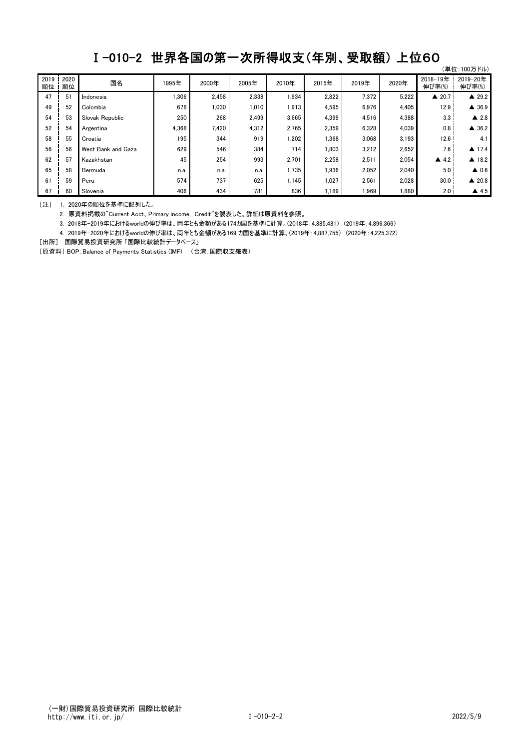# Ｉ-010-2 世界各国の第一次所得収支(年別、受取額) 上位60

（単位:100万ドル）

| 2019順位 | 2020順位 | 国名 | 1995年 | 2000年 | 2005年 | 2010年 | 2015年 | 2019年 | 2020年 | 2018-19年伸び率(%) | 2019-20年伸び率(%) |
|---|---|---|---|---|---|---|---|---|---|---|---|
| 47 | 51 | Indonesia | 1,306 | 2,458 | 2,338 | 1,934 | 2,822 | 7,372 | 5,222 | ▲ 20.7 | ▲ 29.2 |
| 49 | 52 | Colombia | 678 | 1,030 | 1,010 | 1,913 | 4,595 | 6,976 | 4,405 | 12.9 | ▲ 36.9 |
| 54 | 53 | Slovak Republic | 250 | 268 | 2,499 | 3,665 | 4,399 | 4,516 | 4,388 | 3.3 | ▲ 2.8 |
| 52 | 54 | Argentina | 4,368 | 7,420 | 4,312 | 2,765 | 2,359 | 6,328 | 4,039 | 0.8 | ▲ 36.2 |
| 58 | 55 | Croatia | 195 | 344 | 919 | 1,202 | 1,368 | 3,068 | 3,193 | 12.6 | 4.1 |
| 56 | 56 | West Bank and Gaza | 629 | 546 | 384 | 714 | 1,803 | 3,212 | 2,652 | 7.6 | ▲ 17.4 |
| 62 | 57 | Kazakhstan | 45 | 254 | 993 | 2,701 | 2,258 | 2,511 | 2,054 | ▲ 4.2 | ▲ 18.2 |
| 65 | 58 | Bermuda | n.a. | n.a. | n.a. | 1,735 | 1,936 | 2,052 | 2,040 | 5.0 | ▲ 0.6 |
| 61 | 59 | Peru | 574 | 737 | 625 | 1,145 | 1,027 | 2,561 | 2,028 | 30.0 | ▲ 20.8 |
| 67 | 60 | Slovenia | 406 | 434 | 781 | 836 | 1,189 | 1,969 | 1,880 | 2.0 | ▲ 4.5 |

[注] 1. 2020年の順位を基準に配列した。

2. 原資料掲載の"Current Acct., Primary income, Credit"を製表した。詳細は原資料を参照。

3. 2018年-2019年におけるworldの伸び率は、両年とも金額がある174カ国を基準に計算。(2018年:4,885,481) (2019年:4,896,366)

4. 2019年-2020年におけるworldの伸び率は、両年とも金額がある169 カ国を基準に計算。(2019年:4,887,755) (2020年:4,225,372)

[出所] 国際貿易投資研究所「国際比較統計データベース」

[原資料] BOP;Balance of Payments Statistics (IMF) （台湾:国際収支細表）